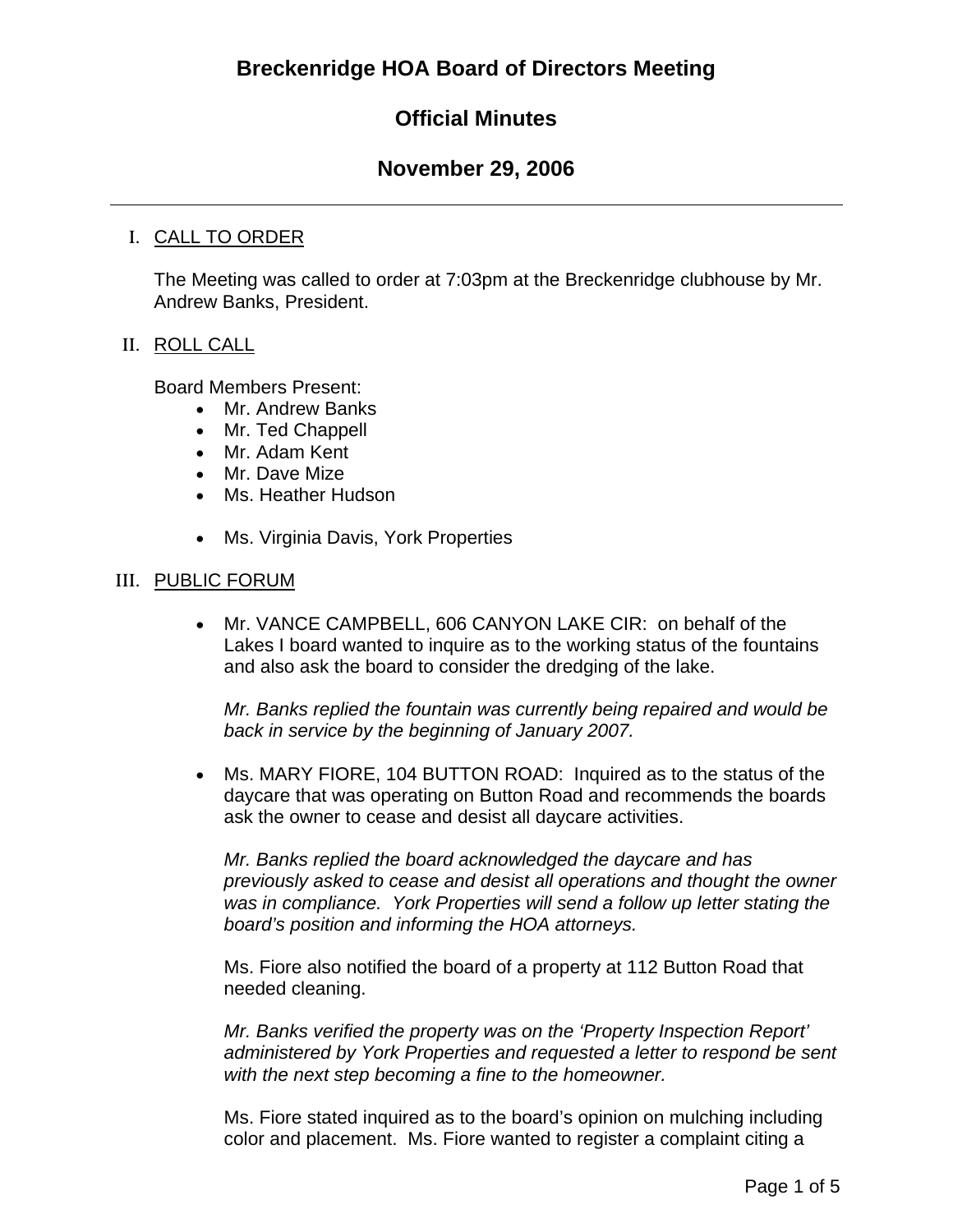# Breckenridge HOA Board of Directors Meeting

## Official Minutes

## November 29, 2006

---

I. CALL TO ORDER

The Meeting was called to order at 7:03pm at the Breckenridge clubhouse by Mr. Andrew Banks, President.

II. ROLL CALL

Board Members Present:

- Mr. Andrew Banks
- Mr. Ted Chappell
- Mr. Adam Kent
- Mr. Dave Mize
- Ms. Heather Hudson

- Ms. Virginia Davis, York Properties

III. PUBLIC FORUM

- Mr. VANCE CAMPBELL, 606 CANYON LAKE CIR: on behalf of the Lakes I board wanted to inquire as to the working status of the fountains and also ask the board to consider the dredging of the lake.

  *Mr. Banks replied the fountain was currently being repaired and would be back in service by the beginning of January 2007.*

- Ms. MARY FIORE, 104 BUTTON ROAD: Inquired as to the status of the daycare that was operating on Button Road and recommends the boards ask the owner to cease and desist all daycare activities.

  *Mr. Banks replied the board acknowledged the daycare and has previously asked to cease and desist all operations and thought the owner was in compliance. York Properties will send a follow up letter stating the board's position and informing the HOA attorneys.*

  Ms. Fiore also notified the board of a property at 112 Button Road that needed cleaning.

  *Mr. Banks verified the property was on the 'Property Inspection Report' administered by York Properties and requested a letter to respond be sent with the next step becoming a fine to the homeowner.*

  Ms. Fiore stated inquired as to the board's opinion on mulching including color and placement. Ms. Fiore wanted to register a complaint citing a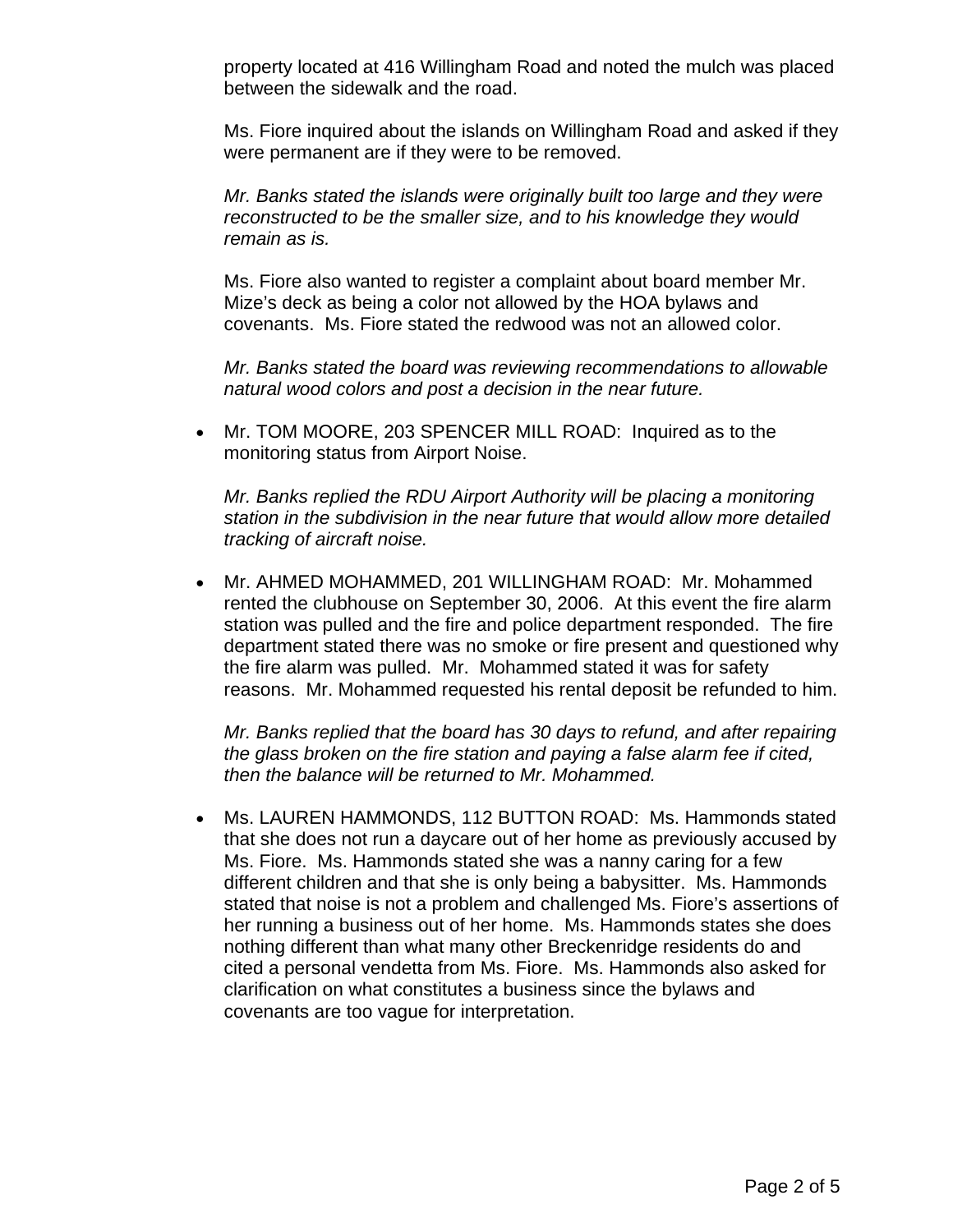property located at 416 Willingham Road and noted the mulch was placed between the sidewalk and the road.

Ms. Fiore inquired about the islands on Willingham Road and asked if they were permanent are if they were to be removed.

*Mr. Banks stated the islands were originally built too large and they were reconstructed to be the smaller size, and to his knowledge they would remain as is.*

Ms. Fiore also wanted to register a complaint about board member Mr. Mize's deck as being a color not allowed by the HOA bylaws and covenants. Ms. Fiore stated the redwood was not an allowed color.

*Mr. Banks stated the board was reviewing recommendations to allowable natural wood colors and post a decision in the near future.*

- Mr. TOM MOORE, 203 SPENCER MILL ROAD: Inquired as to the monitoring status from Airport Noise.

  *Mr. Banks replied the RDU Airport Authority will be placing a monitoring station in the subdivision in the near future that would allow more detailed tracking of aircraft noise.*

- Mr. AHMED MOHAMMED, 201 WILLINGHAM ROAD: Mr. Mohammed rented the clubhouse on September 30, 2006. At this event the fire alarm station was pulled and the fire and police department responded. The fire department stated there was no smoke or fire present and questioned why the fire alarm was pulled. Mr. Mohammed stated it was for safety reasons. Mr. Mohammed requested his rental deposit be refunded to him.

  *Mr. Banks replied that the board has 30 days to refund, and after repairing the glass broken on the fire station and paying a false alarm fee if cited, then the balance will be returned to Mr. Mohammed.*

- Ms. LAUREN HAMMONDS, 112 BUTTON ROAD: Ms. Hammonds stated that she does not run a daycare out of her home as previously accused by Ms. Fiore. Ms. Hammonds stated she was a nanny caring for a few different children and that she is only being a babysitter. Ms. Hammonds stated that noise is not a problem and challenged Ms. Fiore's assertions of her running a business out of her home. Ms. Hammonds states she does nothing different than what many other Breckenridge residents do and cited a personal vendetta from Ms. Fiore. Ms. Hammonds also asked for clarification on what constitutes a business since the bylaws and covenants are too vague for interpretation.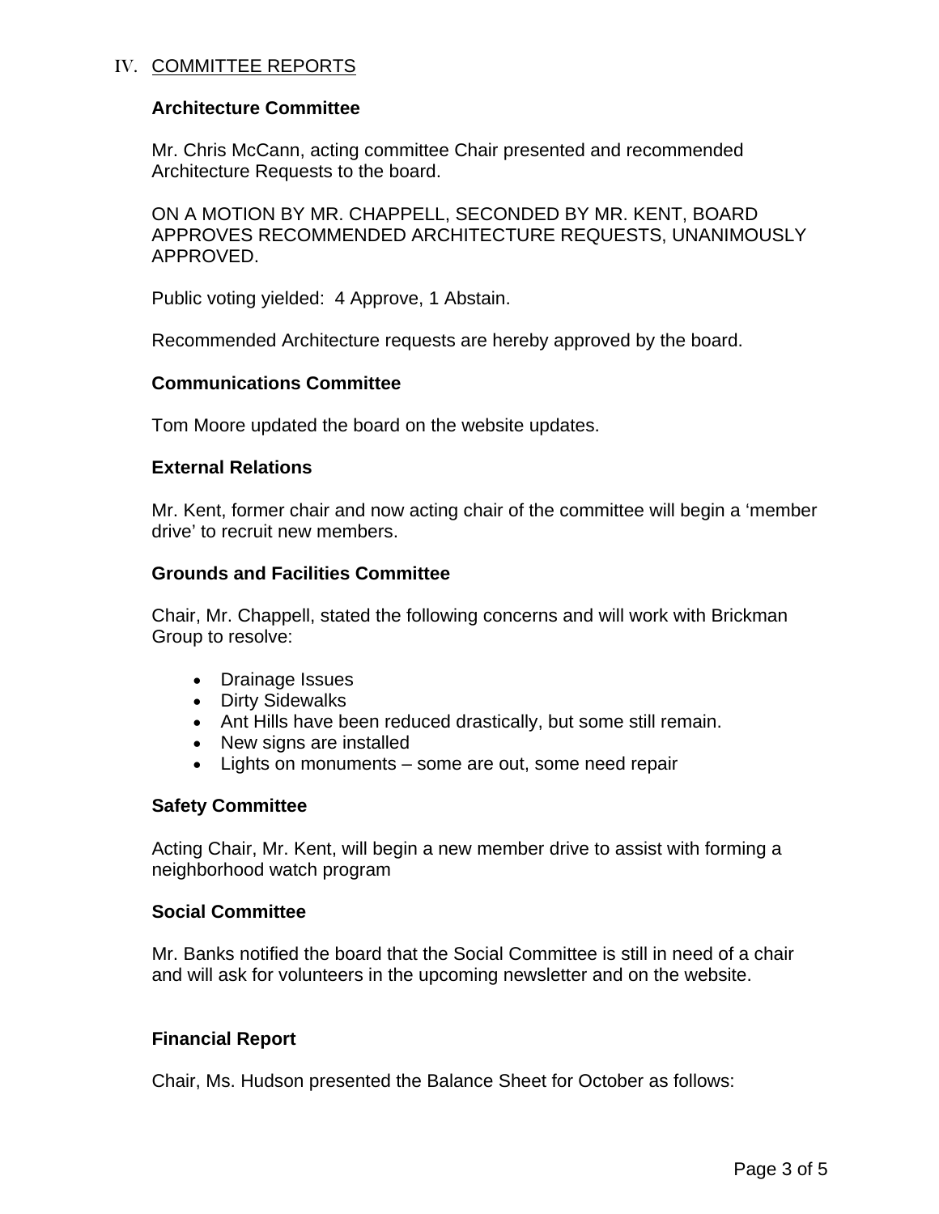## IV. COMMITTEE REPORTS

### Architecture Committee

Mr. Chris McCann, acting committee Chair presented and recommended Architecture Requests to the board.

ON A MOTION BY MR. CHAPPELL, SECONDED BY MR. KENT, BOARD APPROVES RECOMMENDED ARCHITECTURE REQUESTS, UNANIMOUSLY APPROVED.

Public voting yielded: 4 Approve, 1 Abstain.

Recommended Architecture requests are hereby approved by the board.

### Communications Committee

Tom Moore updated the board on the website updates.

### External Relations

Mr. Kent, former chair and now acting chair of the committee will begin a 'member drive' to recruit new members.

### Grounds and Facilities Committee

Chair, Mr. Chappell, stated the following concerns and will work with Brickman Group to resolve:

- Drainage Issues
- Dirty Sidewalks
- Ant Hills have been reduced drastically, but some still remain.
- New signs are installed
- Lights on monuments – some are out, some need repair

### Safety Committee

Acting Chair, Mr. Kent, will begin a new member drive to assist with forming a neighborhood watch program

### Social Committee

Mr. Banks notified the board that the Social Committee is still in need of a chair and will ask for volunteers in the upcoming newsletter and on the website.

### Financial Report

Chair, Ms. Hudson presented the Balance Sheet for October as follows: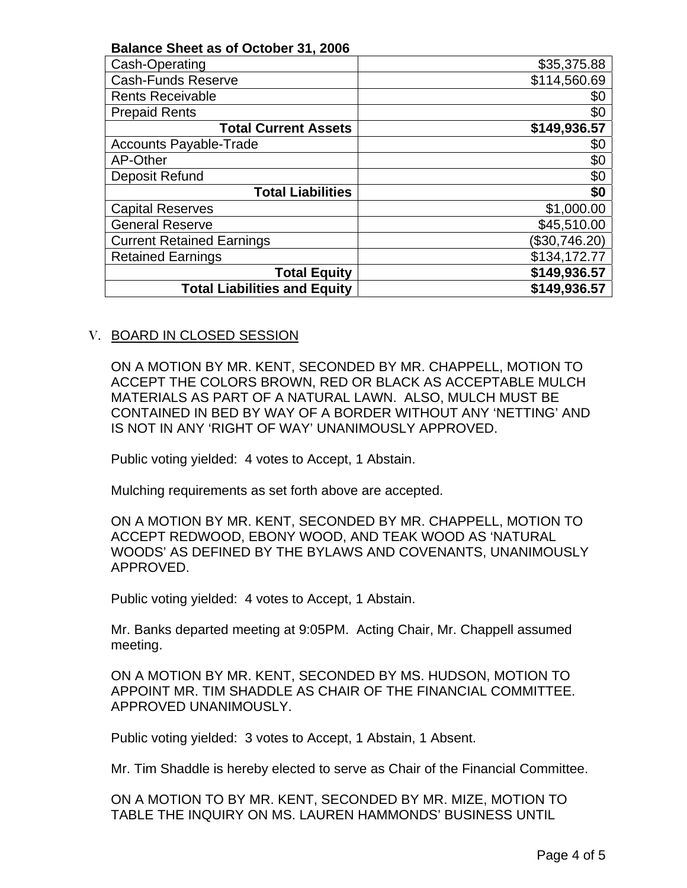**Balance Sheet as of October 31, 2006**

| | |
|---|---|
| Cash-Operating | $35,375.88 |
| Cash-Funds Reserve | $114,560.69 |
| Rents Receivable | $0 |
| Prepaid Rents | $0 |
| **Total Current Assets** | **$149,936.57** |
| Accounts Payable-Trade | $0 |
| AP-Other | $0 |
| Deposit Refund | $0 |
| **Total Liabilities** | **$0** |
| Capital Reserves | $1,000.00 |
| General Reserve | $45,510.00 |
| Current Retained Earnings | ($30,746.20) |
| Retained Earnings | $134,172.77 |
| **Total Equity** | **$149,936.57** |
| **Total Liabilities and Equity** | **$149,936.57** |

V. BOARD IN CLOSED SESSION

ON A MOTION BY MR. KENT, SECONDED BY MR. CHAPPELL, MOTION TO ACCEPT THE COLORS BROWN, RED OR BLACK AS ACCEPTABLE MULCH MATERIALS AS PART OF A NATURAL LAWN. ALSO, MULCH MUST BE CONTAINED IN BED BY WAY OF A BORDER WITHOUT ANY 'NETTING' AND IS NOT IN ANY 'RIGHT OF WAY' UNANIMOUSLY APPROVED.

Public voting yielded: 4 votes to Accept, 1 Abstain.

Mulching requirements as set forth above are accepted.

ON A MOTION BY MR. KENT, SECONDED BY MR. CHAPPELL, MOTION TO ACCEPT REDWOOD, EBONY WOOD, AND TEAK WOOD AS 'NATURAL WOODS' AS DEFINED BY THE BYLAWS AND COVENANTS, UNANIMOUSLY APPROVED.

Public voting yielded: 4 votes to Accept, 1 Abstain.

Mr. Banks departed meeting at 9:05PM. Acting Chair, Mr. Chappell assumed meeting.

ON A MOTION BY MR. KENT, SECONDED BY MS. HUDSON, MOTION TO APPOINT MR. TIM SHADDLE AS CHAIR OF THE FINANCIAL COMMITTEE. APPROVED UNANIMOUSLY.

Public voting yielded: 3 votes to Accept, 1 Abstain, 1 Absent.

Mr. Tim Shaddle is hereby elected to serve as Chair of the Financial Committee.

ON A MOTION TO BY MR. KENT, SECONDED BY MR. MIZE, MOTION TO TABLE THE INQUIRY ON MS. LAUREN HAMMONDS' BUSINESS UNTIL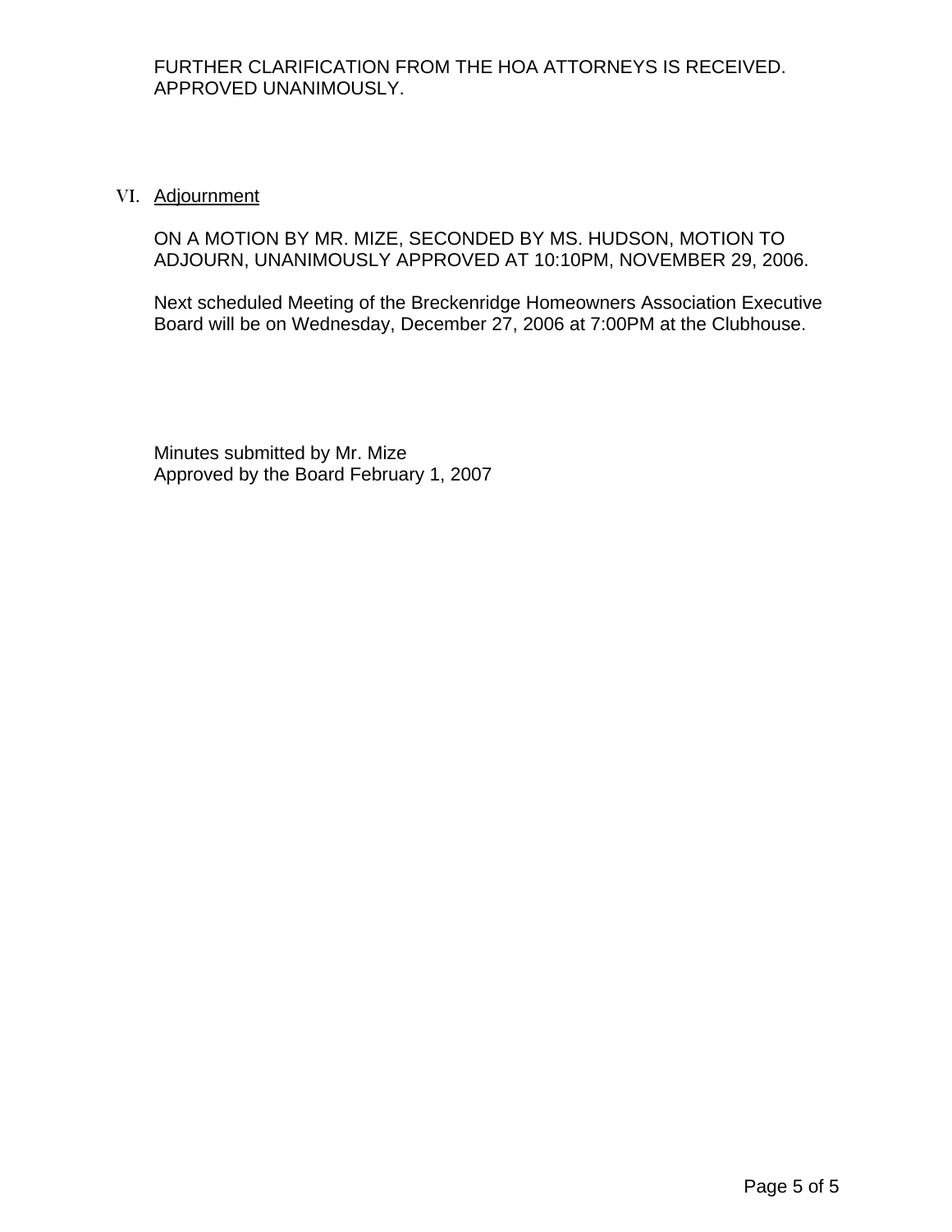FURTHER CLARIFICATION FROM THE HOA ATTORNEYS IS RECEIVED. APPROVED UNANIMOUSLY.

## VI. Adjournment

ON A MOTION BY MR. MIZE, SECONDED BY MS. HUDSON, MOTION TO ADJOURN, UNANIMOUSLY APPROVED AT 10:10PM, NOVEMBER 29, 2006.

Next scheduled Meeting of the Breckenridge Homeowners Association Executive Board will be on Wednesday, December 27, 2006 at 7:00PM at the Clubhouse.

Minutes submitted by Mr. Mize
Approved by the Board February 1, 2007